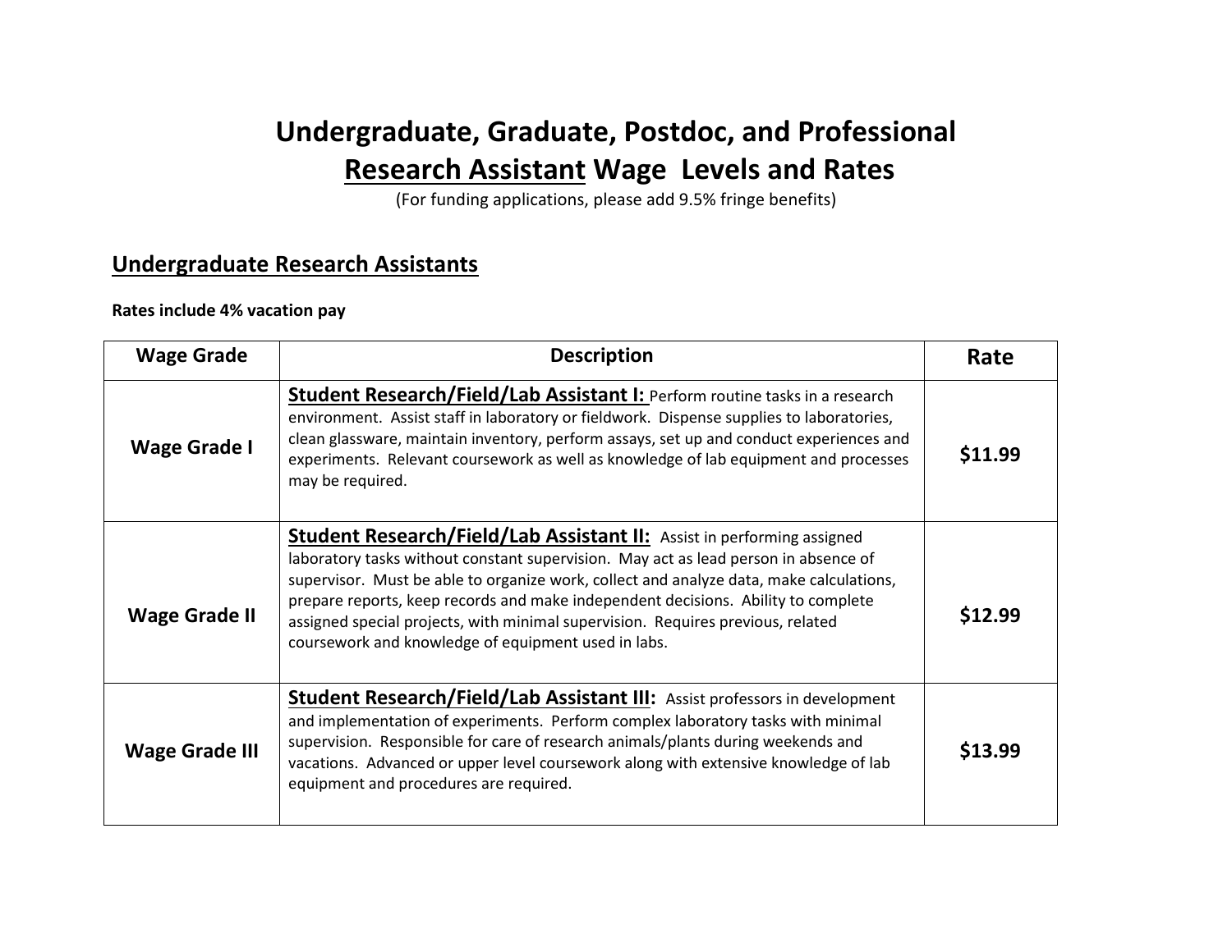# Undergraduate, Graduate, Postdoc, and Professional Research Assistant Wage Levels and Rates

(For funding applications, please add 9.5% fringe benefits)

## Undergraduate Research Assistants

**Rates include 4% vacation pay**

| Wage Grade | Description | Rate |
|---|---|---|
| **Wage Grade I** | **Student Research/Field/Lab Assistant I:** Perform routine tasks in a research environment. Assist staff in laboratory or fieldwork. Dispense supplies to laboratories, clean glassware, maintain inventory, perform assays, set up and conduct experiences and experiments. Relevant coursework as well as knowledge of lab equipment and processes may be required. | **$11.99** |
| **Wage Grade II** | **Student Research/Field/Lab Assistant II:** Assist in performing assigned laboratory tasks without constant supervision. May act as lead person in absence of supervisor. Must be able to organize work, collect and analyze data, make calculations, prepare reports, keep records and make independent decisions. Ability to complete assigned special projects, with minimal supervision. Requires previous, related coursework and knowledge of equipment used in labs. | **$12.99** |
| **Wage Grade III** | **Student Research/Field/Lab Assistant III:** Assist professors in development and implementation of experiments. Perform complex laboratory tasks with minimal supervision. Responsible for care of research animals/plants during weekends and vacations. Advanced or upper level coursework along with extensive knowledge of lab equipment and procedures are required. | **$13.99** |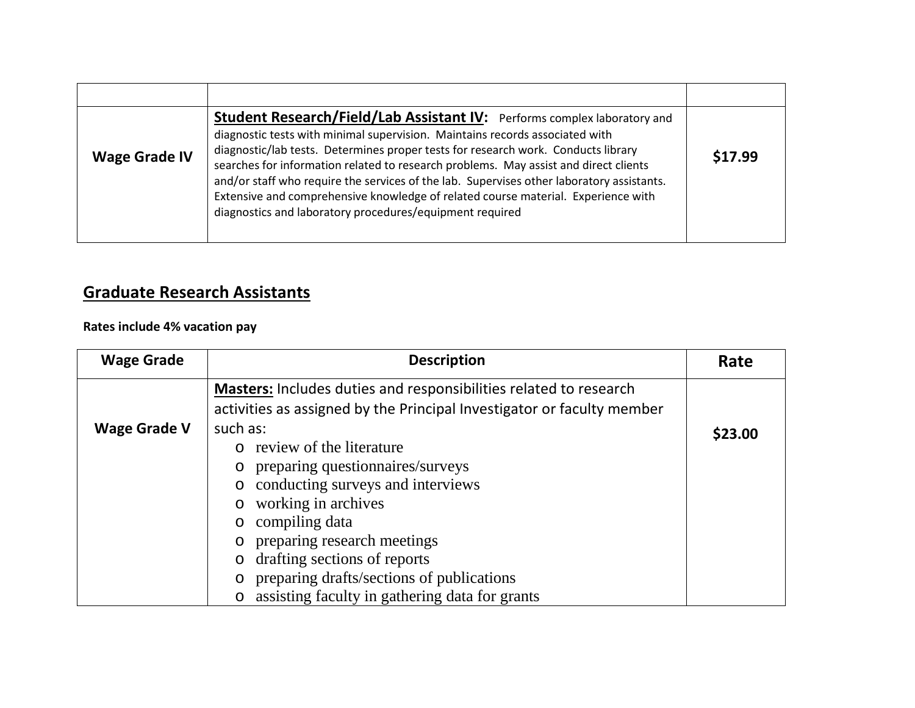| | | |
|---|---|---|
| **Wage Grade IV** | **Student Research/Field/Lab Assistant IV:** Performs complex laboratory and diagnostic tests with minimal supervision. Maintains records associated with diagnostic/lab tests. Determines proper tests for research work. Conducts library searches for information related to research problems. May assist and direct clients and/or staff who require the services of the lab. Supervises other laboratory assistants. Extensive and comprehensive knowledge of related course material. Experience with diagnostics and laboratory procedures/equipment required | **$17.99** |

## Graduate Research Assistants

**Rates include 4% vacation pay**

| Wage Grade | Description | Rate |
|---|---|---|
| **Wage Grade V** | **Masters:** Includes duties and responsibilities related to research activities as assigned by the Principal Investigator or faculty member such as:<br>o review of the literature<br>o preparing questionnaires/surveys<br>o conducting surveys and interviews<br>o working in archives<br>o compiling data<br>o preparing research meetings<br>o drafting sections of reports<br>o preparing drafts/sections of publications<br>o assisting faculty in gathering data for grants | **$23.00** |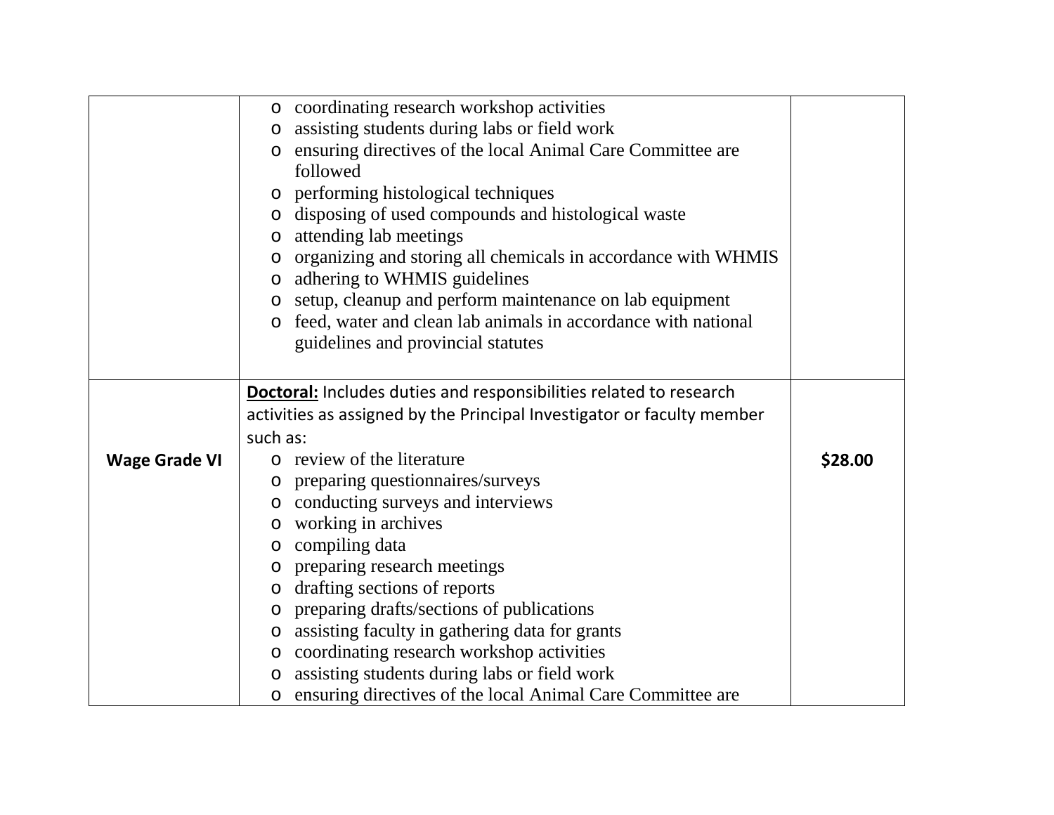| | | |
|---|---|---|
| | <ul><li>coordinating research workshop activities</li><li>assisting students during labs or field work</li><li>ensuring directives of the local Animal Care Committee are followed</li><li>performing histological techniques</li><li>disposing of used compounds and histological waste</li><li>attending lab meetings</li><li>organizing and storing all chemicals in accordance with WHMIS</li><li>adhering to WHMIS guidelines</li><li>setup, cleanup and perform maintenance on lab equipment</li><li>feed, water and clean lab animals in accordance with national guidelines and provincial statutes</li></ul> | |
| **Wage Grade VI** | **<u>Doctoral:</u>** Includes duties and responsibilities related to research activities as assigned by the Principal Investigator or faculty member such as:<ul><li>review of the literature</li><li>preparing questionnaires/surveys</li><li>conducting surveys and interviews</li><li>working in archives</li><li>compiling data</li><li>preparing research meetings</li><li>drafting sections of reports</li><li>preparing drafts/sections of publications</li><li>assisting faculty in gathering data for grants</li><li>coordinating research workshop activities</li><li>assisting students during labs or field work</li><li>ensuring directives of the local Animal Care Committee are</li></ul> | **$28.00** |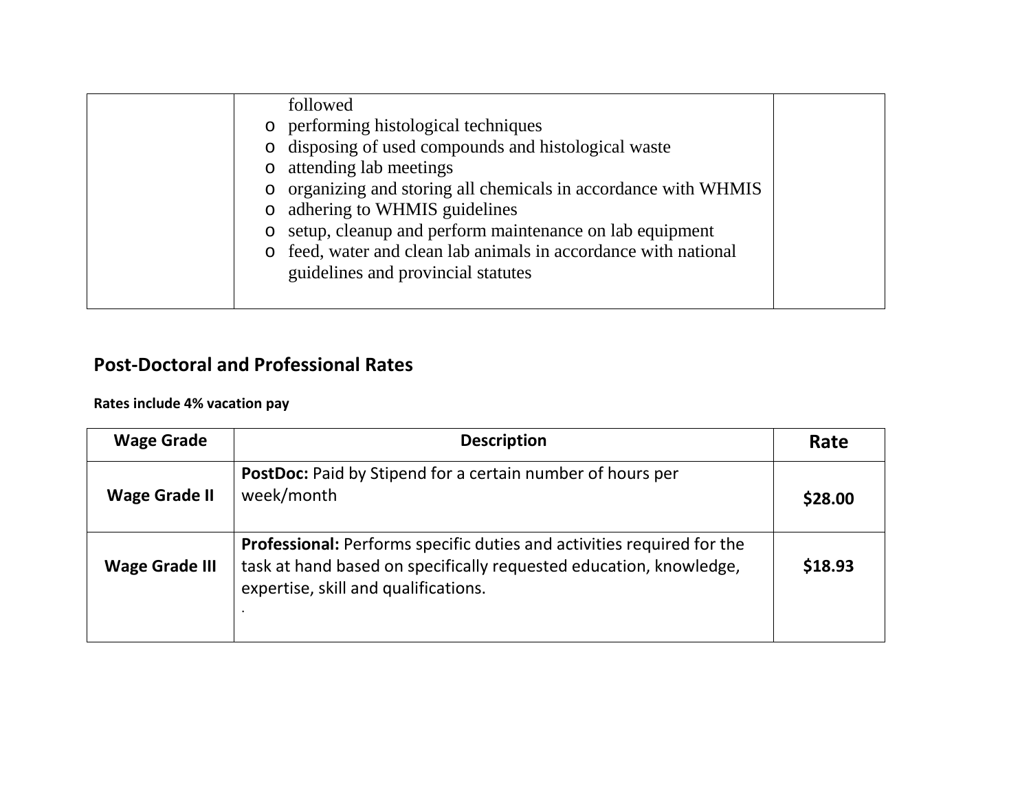| | | |
|---|---|---|
| | followed<br>o performing histological techniques<br>o disposing of used compounds and histological waste<br>o attending lab meetings<br>o organizing and storing all chemicals in accordance with WHMIS<br>o adhering to WHMIS guidelines<br>o setup, cleanup and perform maintenance on lab equipment<br>o feed, water and clean lab animals in accordance with national guidelines and provincial statutes | |

## Post-Doctoral and Professional Rates

**Rates include 4% vacation pay**

| Wage Grade | Description | Rate |
|---|---|---|
| **Wage Grade II** | **PostDoc:** Paid by Stipend for a certain number of hours per week/month | **$28.00** |
| **Wage Grade III** | **Professional:** Performs specific duties and activities required for the task at hand based on specifically requested education, knowledge, expertise, skill and qualifications.<br>. | **$18.93** |